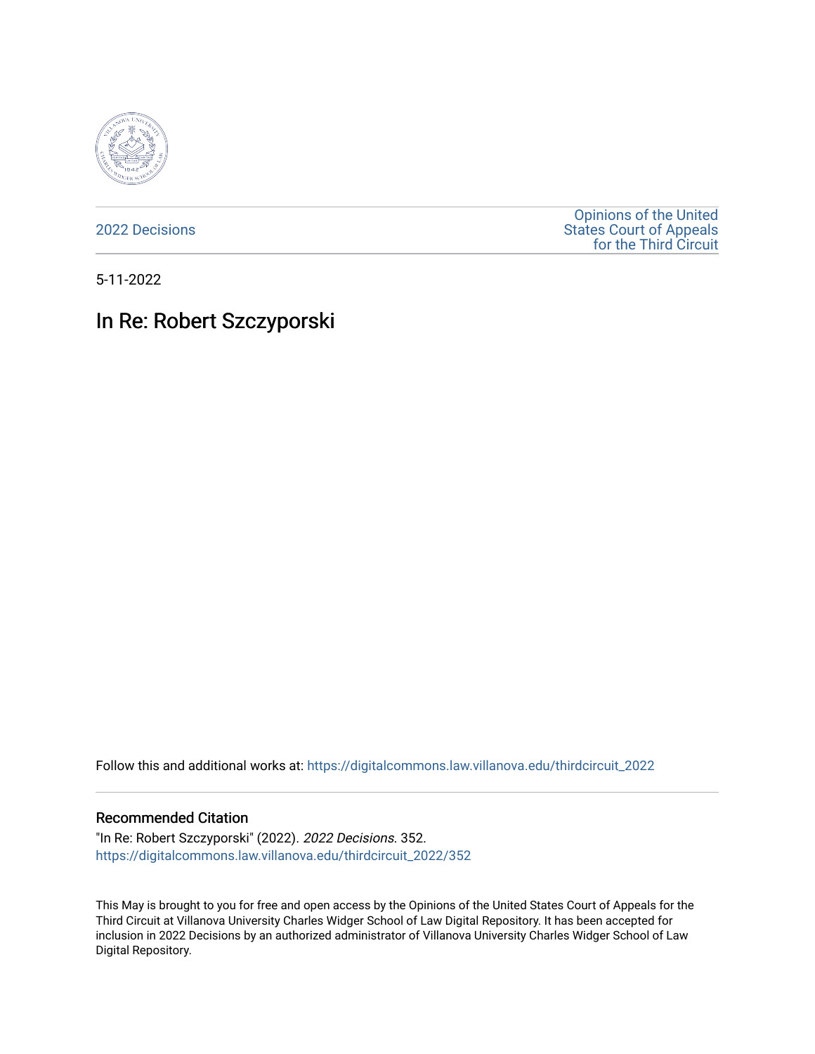2022 Decisions

Opinions of the United States Court of Appeals for the Third Circuit

5-11-2022

# In Re: Robert Szczyporski

Follow this and additional works at: https://digitalcommons.law.villanova.edu/thirdcircuit_2022

## Recommended Citation

"In Re: Robert Szczyporski" (2022). *2022 Decisions*. 352.
https://digitalcommons.law.villanova.edu/thirdcircuit_2022/352

This May is brought to you for free and open access by the Opinions of the United States Court of Appeals for the Third Circuit at Villanova University Charles Widger School of Law Digital Repository. It has been accepted for inclusion in 2022 Decisions by an authorized administrator of Villanova University Charles Widger School of Law Digital Repository.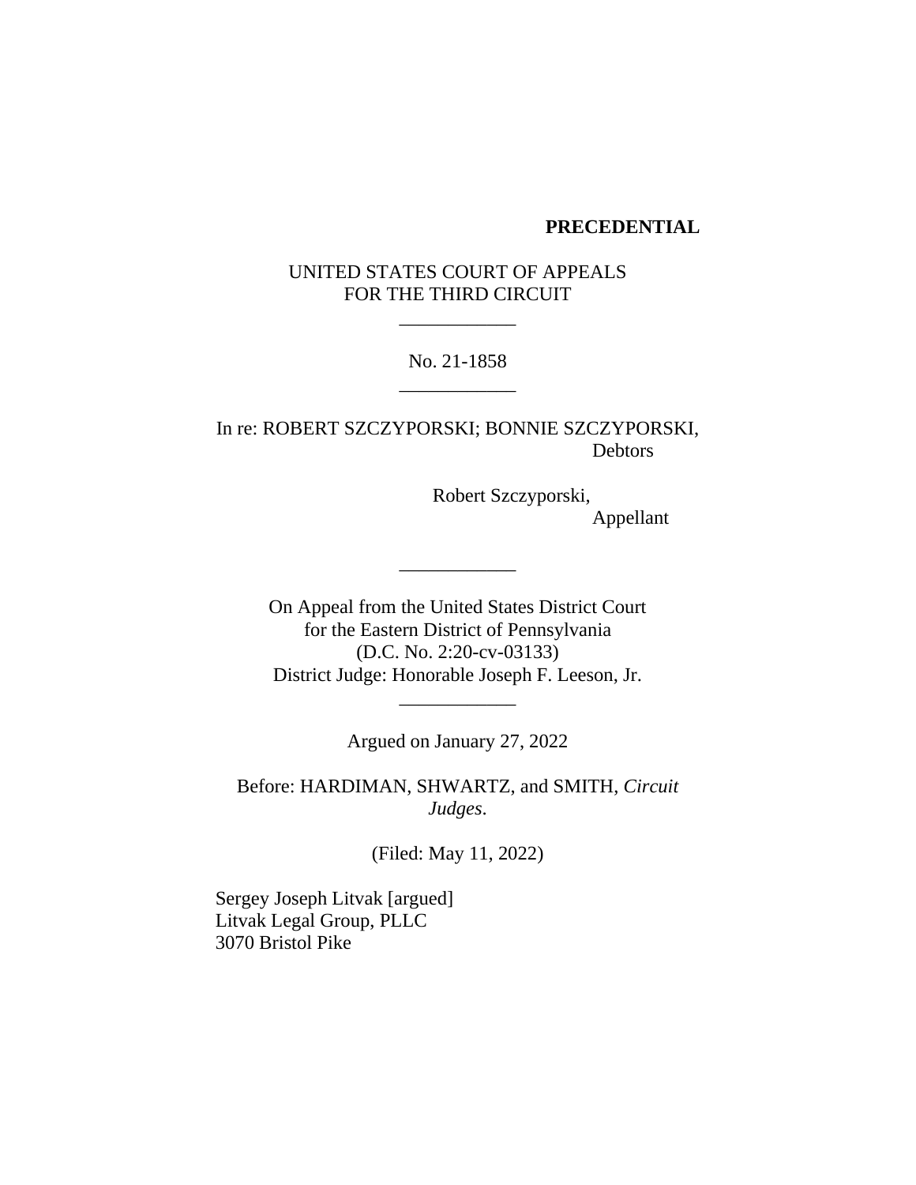**PRECEDENTIAL**

UNITED STATES COURT OF APPEALS
FOR THE THIRD CIRCUIT

\_\_\_\_\_\_\_\_\_\_\_\_

No. 21-1858

\_\_\_\_\_\_\_\_\_\_\_\_

In re: ROBERT SZCZYPORSKI; BONNIE SZCZYPORSKI,
Debtors

Robert Szczyporski,
Appellant

\_\_\_\_\_\_\_\_\_\_\_\_

On Appeal from the United States District Court
for the Eastern District of Pennsylvania
(D.C. No. 2:20-cv-03133)
District Judge: Honorable Joseph F. Leeson, Jr.

\_\_\_\_\_\_\_\_\_\_\_\_

Argued on January 27, 2022

Before: HARDIMAN, SHWARTZ, and SMITH, *Circuit Judges*.

(Filed: May 11, 2022)

Sergey Joseph Litvak [argued]
Litvak Legal Group, PLLC
3070 Bristol Pike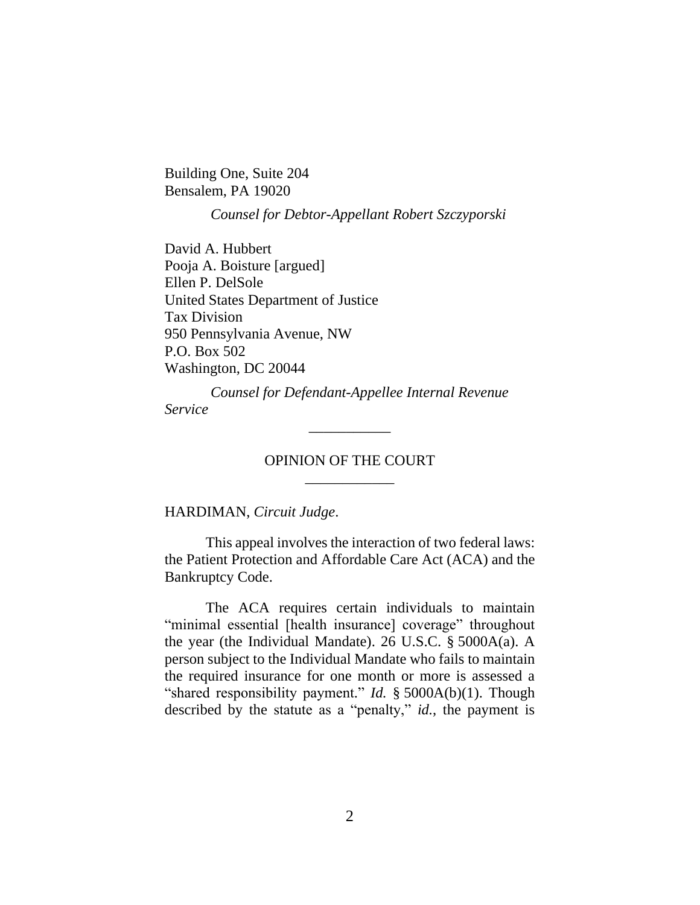Building One, Suite 204
Bensalem, PA 19020

*Counsel for Debtor-Appellant Robert Szczyporski*

David A. Hubbert
Pooja A. Boisture [argued]
Ellen P. DelSole
United States Department of Justice
Tax Division
950 Pennsylvania Avenue, NW
P.O. Box 502
Washington, DC 20044

*Counsel for Defendant-Appellee Internal Revenue Service*

---

OPINION OF THE COURT

---

HARDIMAN, *Circuit Judge*.

This appeal involves the interaction of two federal laws: the Patient Protection and Affordable Care Act (ACA) and the Bankruptcy Code.

The ACA requires certain individuals to maintain "minimal essential [health insurance] coverage" throughout the year (the Individual Mandate). 26 U.S.C. § 5000A(a). A person subject to the Individual Mandate who fails to maintain the required insurance for one month or more is assessed a "shared responsibility payment." *Id.* § 5000A(b)(1). Though described by the statute as a "penalty," *id.*, the payment is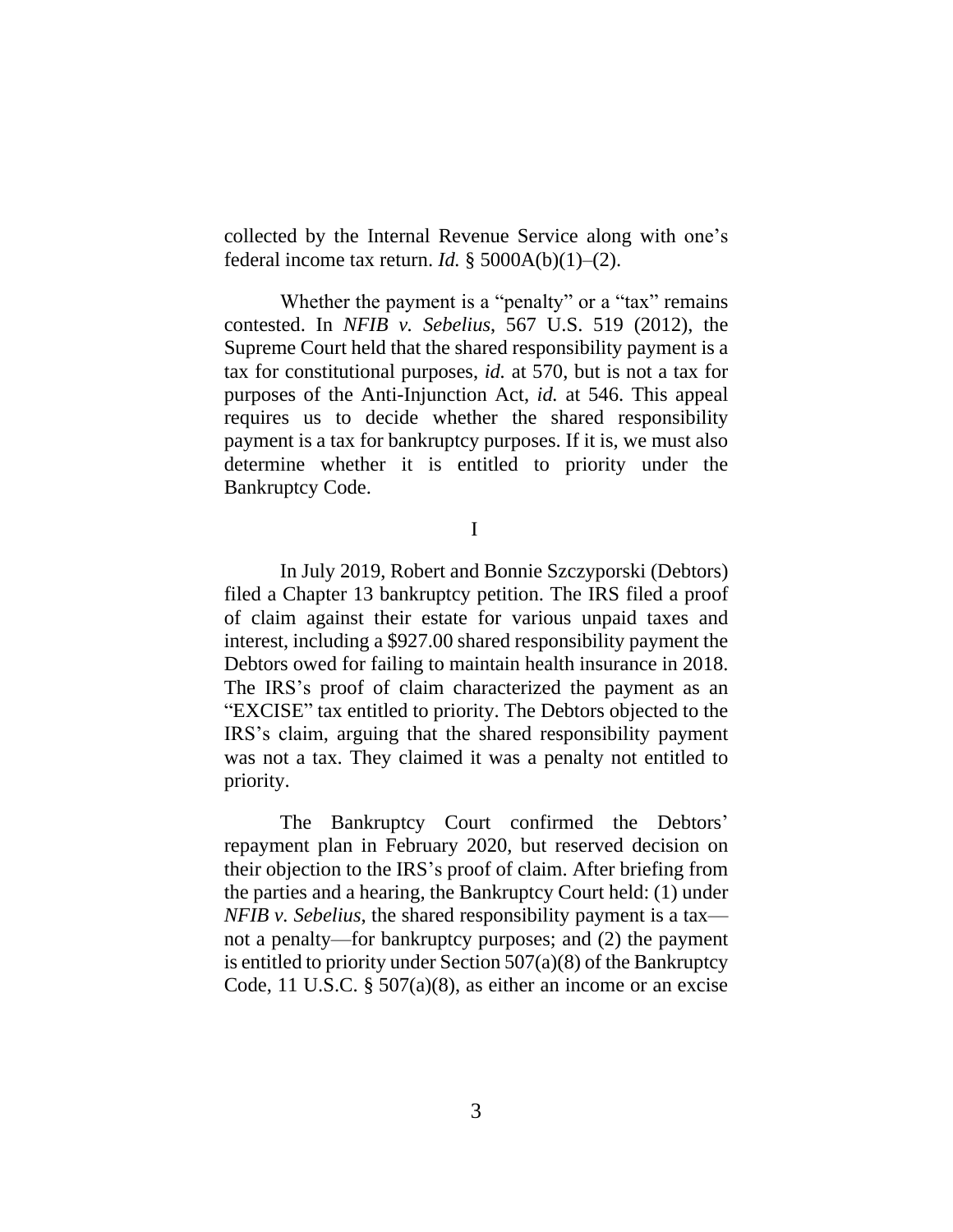collected by the Internal Revenue Service along with one's federal income tax return. *Id.* § 5000A(b)(1)–(2).

Whether the payment is a "penalty" or a "tax" remains contested. In *NFIB v. Sebelius*, 567 U.S. 519 (2012), the Supreme Court held that the shared responsibility payment is a tax for constitutional purposes, *id.* at 570, but is not a tax for purposes of the Anti-Injunction Act, *id.* at 546. This appeal requires us to decide whether the shared responsibility payment is a tax for bankruptcy purposes. If it is, we must also determine whether it is entitled to priority under the Bankruptcy Code.

## I

In July 2019, Robert and Bonnie Szczyporski (Debtors) filed a Chapter 13 bankruptcy petition. The IRS filed a proof of claim against their estate for various unpaid taxes and interest, including a $927.00 shared responsibility payment the Debtors owed for failing to maintain health insurance in 2018. The IRS's proof of claim characterized the payment as an "EXCISE" tax entitled to priority. The Debtors objected to the IRS's claim, arguing that the shared responsibility payment was not a tax. They claimed it was a penalty not entitled to priority.

The Bankruptcy Court confirmed the Debtors' repayment plan in February 2020, but reserved decision on their objection to the IRS's proof of claim. After briefing from the parties and a hearing, the Bankruptcy Court held: (1) under *NFIB v. Sebelius*, the shared responsibility payment is a tax—not a penalty—for bankruptcy purposes; and (2) the payment is entitled to priority under Section 507(a)(8) of the Bankruptcy Code, 11 U.S.C. § 507(a)(8), as either an income or an excise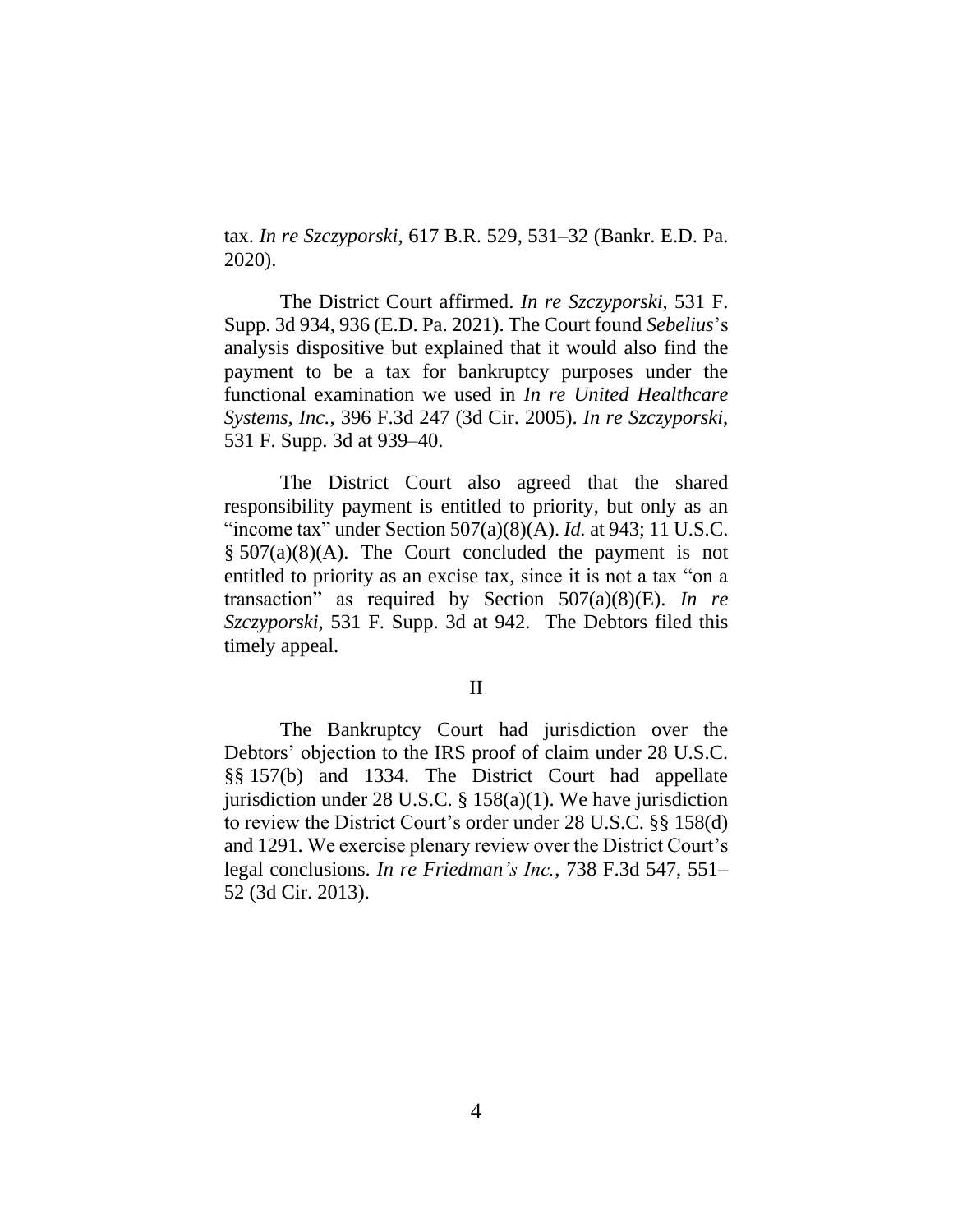tax. *In re Szczyporski*, 617 B.R. 529, 531–32 (Bankr. E.D. Pa. 2020).

The District Court affirmed. *In re Szczyporski*, 531 F. Supp. 3d 934, 936 (E.D. Pa. 2021). The Court found *Sebelius*'s analysis dispositive but explained that it would also find the payment to be a tax for bankruptcy purposes under the functional examination we used in *In re United Healthcare Systems, Inc.*, 396 F.3d 247 (3d Cir. 2005). *In re Szczyporski*, 531 F. Supp. 3d at 939–40.

The District Court also agreed that the shared responsibility payment is entitled to priority, but only as an "income tax" under Section 507(a)(8)(A). *Id.* at 943; 11 U.S.C. § 507(a)(8)(A). The Court concluded the payment is not entitled to priority as an excise tax, since it is not a tax "on a transaction" as required by Section 507(a)(8)(E). *In re Szczyporski*, 531 F. Supp. 3d at 942. The Debtors filed this timely appeal.

## II

The Bankruptcy Court had jurisdiction over the Debtors' objection to the IRS proof of claim under 28 U.S.C. §§ 157(b) and 1334. The District Court had appellate jurisdiction under 28 U.S.C. § 158(a)(1). We have jurisdiction to review the District Court's order under 28 U.S.C. §§ 158(d) and 1291. We exercise plenary review over the District Court's legal conclusions. *In re Friedman's Inc.*, 738 F.3d 547, 551–52 (3d Cir. 2013).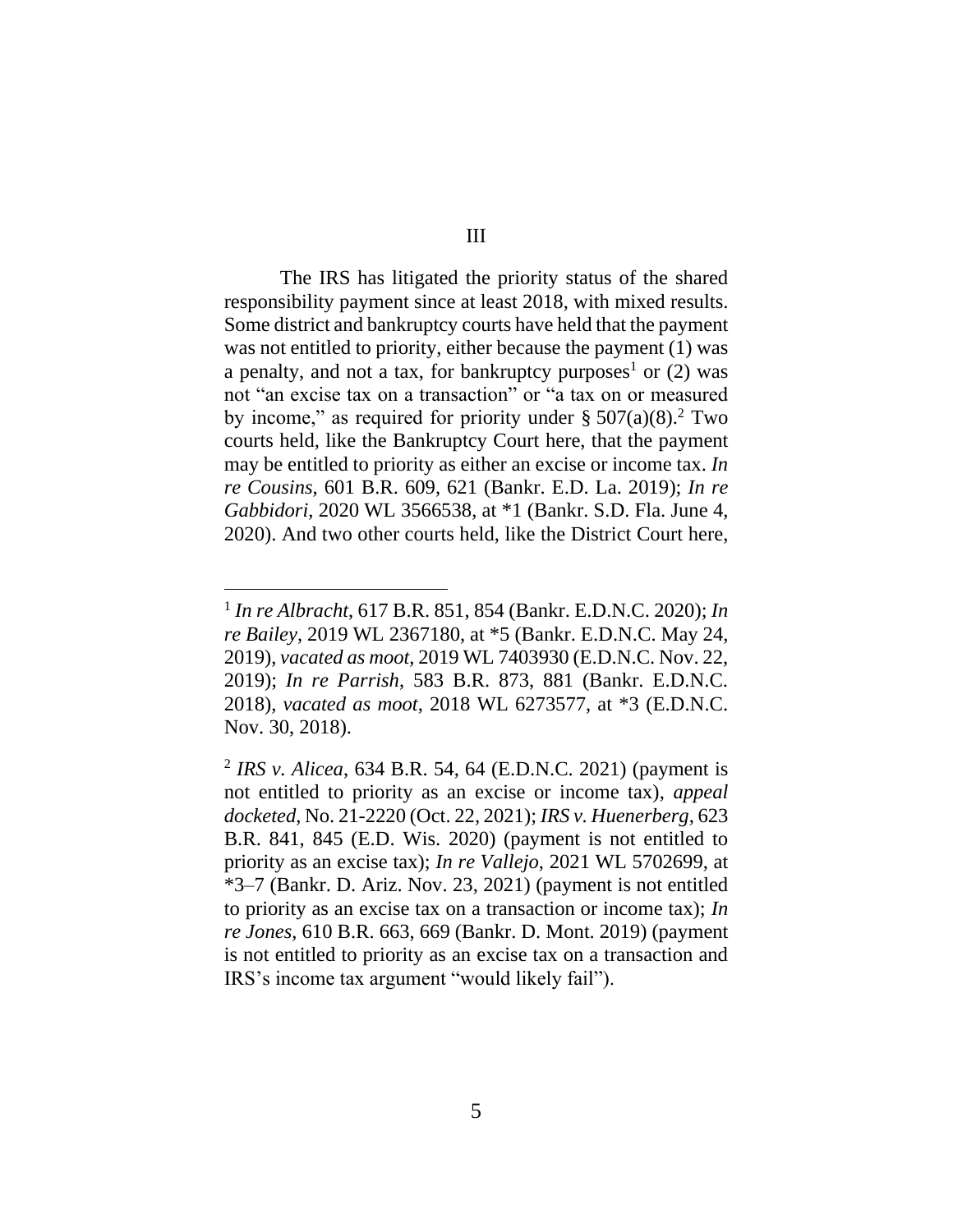### III

The IRS has litigated the priority status of the shared responsibility payment since at least 2018, with mixed results. Some district and bankruptcy courts have held that the payment was not entitled to priority, either because the payment (1) was a penalty, and not a tax, for bankruptcy purposes[1] or (2) was not "an excise tax on a transaction" or "a tax on or measured by income," as required for priority under § 507(a)(8).[2] Two courts held, like the Bankruptcy Court here, that the payment may be entitled to priority as either an excise or income tax. *In re Cousins*, 601 B.R. 609, 621 (Bankr. E.D. La. 2019); *In re Gabbidori*, 2020 WL 3566538, at *1 (Bankr. S.D. Fla. June 4, 2020). And two other courts held, like the District Court here,

---

[1] *In re Albracht*, 617 B.R. 851, 854 (Bankr. E.D.N.C. 2020); *In re Bailey*, 2019 WL 2367180, at *5 (Bankr. E.D.N.C. May 24, 2019), *vacated as moot*, 2019 WL 7403930 (E.D.N.C. Nov. 22, 2019); *In re Parrish*, 583 B.R. 873, 881 (Bankr. E.D.N.C. 2018), *vacated as moot*, 2018 WL 6273577, at *3 (E.D.N.C. Nov. 30, 2018).

[2] *IRS v. Alicea*, 634 B.R. 54, 64 (E.D.N.C. 2021) (payment is not entitled to priority as an excise or income tax), *appeal docketed*, No. 21-2220 (Oct. 22, 2021); *IRS v. Huenerberg*, 623 B.R. 841, 845 (E.D. Wis. 2020) (payment is not entitled to priority as an excise tax); *In re Vallejo*, 2021 WL 5702699, at *3–7 (Bankr. D. Ariz. Nov. 23, 2021) (payment is not entitled to priority as an excise tax on a transaction or income tax); *In re Jones*, 610 B.R. 663, 669 (Bankr. D. Mont. 2019) (payment is not entitled to priority as an excise tax on a transaction and IRS's income tax argument "would likely fail").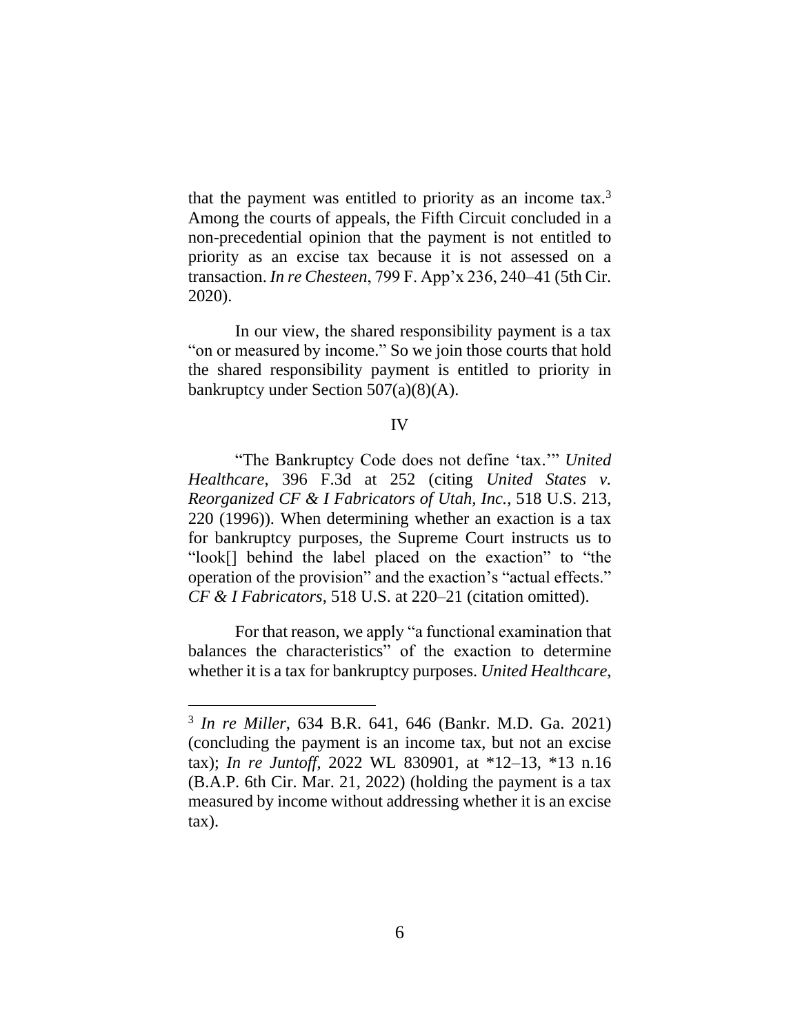that the payment was entitled to priority as an income tax.[3] Among the courts of appeals, the Fifth Circuit concluded in a non-precedential opinion that the payment is not entitled to priority as an excise tax because it is not assessed on a transaction. *In re Chesteen*, 799 F. App'x 236, 240–41 (5th Cir. 2020).

In our view, the shared responsibility payment is a tax "on or measured by income." So we join those courts that hold the shared responsibility payment is entitled to priority in bankruptcy under Section 507(a)(8)(A).

## IV

"The Bankruptcy Code does not define 'tax.'" *United Healthcare*, 396 F.3d at 252 (citing *United States v. Reorganized CF & I Fabricators of Utah, Inc.*, 518 U.S. 213, 220 (1996)). When determining whether an exaction is a tax for bankruptcy purposes, the Supreme Court instructs us to "look[] behind the label placed on the exaction" to "the operation of the provision" and the exaction's "actual effects." *CF & I Fabricators*, 518 U.S. at 220–21 (citation omitted).

For that reason, we apply "a functional examination that balances the characteristics" of the exaction to determine whether it is a tax for bankruptcy purposes. *United Healthcare*,

---

[3] *In re Miller*, 634 B.R. 641, 646 (Bankr. M.D. Ga. 2021) (concluding the payment is an income tax, but not an excise tax); *In re Juntoff*, 2022 WL 830901, at *12–13, *13 n.16 (B.A.P. 6th Cir. Mar. 21, 2022) (holding the payment is a tax measured by income without addressing whether it is an excise tax).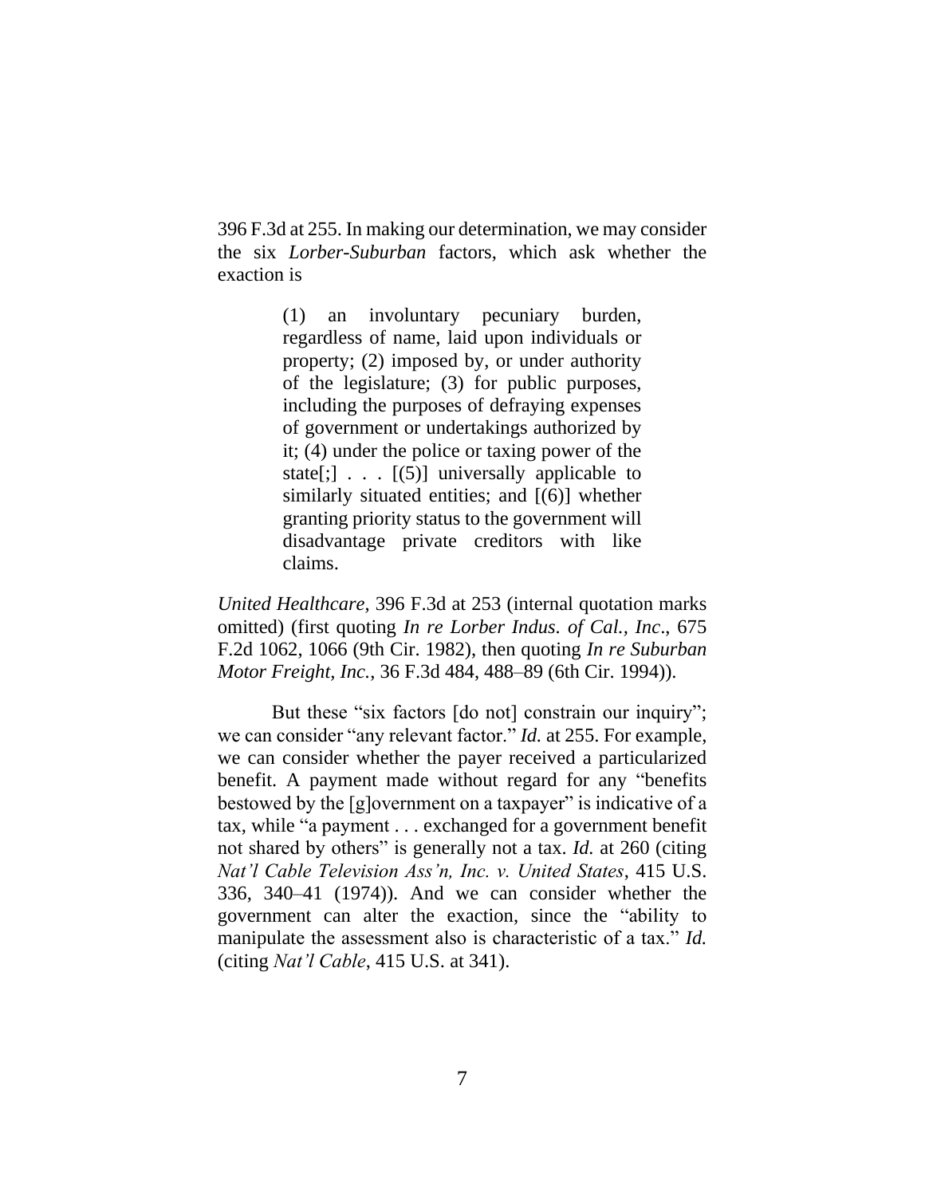396 F.3d at 255. In making our determination, we may consider the six *Lorber-Suburban* factors, which ask whether the exaction is

> (1) an involuntary pecuniary burden, regardless of name, laid upon individuals or property; (2) imposed by, or under authority of the legislature; (3) for public purposes, including the purposes of defraying expenses of government or undertakings authorized by it; (4) under the police or taxing power of the state[;] . . . [(5)] universally applicable to similarly situated entities; and [(6)] whether granting priority status to the government will disadvantage private creditors with like claims.

*United Healthcare*, 396 F.3d at 253 (internal quotation marks omitted) (first quoting *In re Lorber Indus. of Cal., Inc*., 675 F.2d 1062, 1066 (9th Cir. 1982), then quoting *In re Suburban Motor Freight, Inc.*, 36 F.3d 484, 488–89 (6th Cir. 1994)).

But these "six factors [do not] constrain our inquiry"; we can consider "any relevant factor." *Id.* at 255. For example, we can consider whether the payer received a particularized benefit. A payment made without regard for any "benefits bestowed by the [g]overnment on a taxpayer" is indicative of a tax, while "a payment . . . exchanged for a government benefit not shared by others" is generally not a tax. *Id.* at 260 (citing *Nat'l Cable Television Ass'n, Inc. v. United States*, 415 U.S. 336, 340–41 (1974)). And we can consider whether the government can alter the exaction, since the "ability to manipulate the assessment also is characteristic of a tax." *Id.* (citing *Nat'l Cable*, 415 U.S. at 341).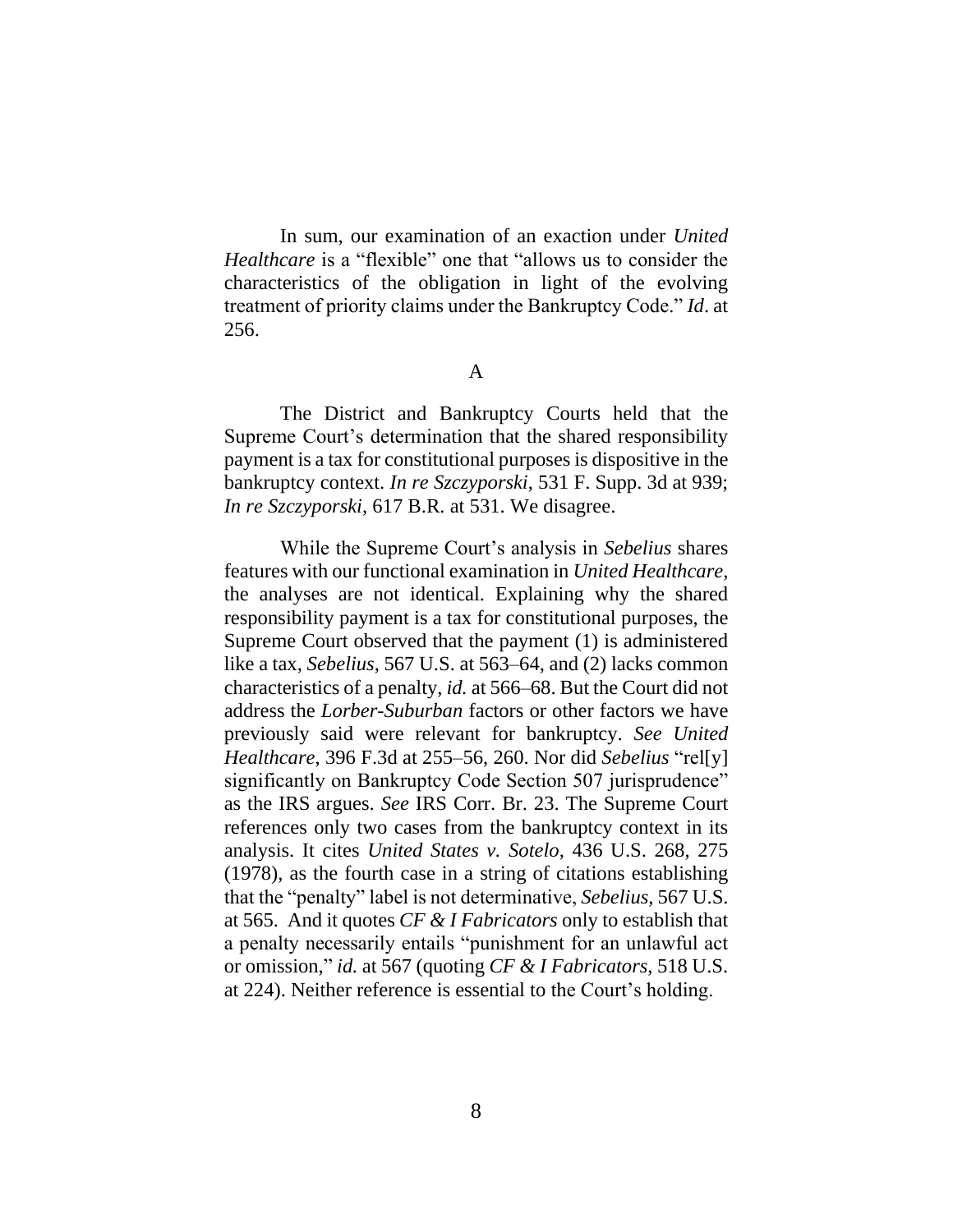In sum, our examination of an exaction under *United Healthcare* is a "flexible" one that "allows us to consider the characteristics of the obligation in light of the evolving treatment of priority claims under the Bankruptcy Code." *Id*. at 256.

## A

The District and Bankruptcy Courts held that the Supreme Court's determination that the shared responsibility payment is a tax for constitutional purposes is dispositive in the bankruptcy context. *In re Szczyporski*, 531 F. Supp. 3d at 939; *In re Szczyporski*, 617 B.R. at 531. We disagree.

While the Supreme Court's analysis in *Sebelius* shares features with our functional examination in *United Healthcare*, the analyses are not identical. Explaining why the shared responsibility payment is a tax for constitutional purposes, the Supreme Court observed that the payment (1) is administered like a tax, *Sebelius*, 567 U.S. at 563–64, and (2) lacks common characteristics of a penalty, *id.* at 566–68. But the Court did not address the *Lorber-Suburban* factors or other factors we have previously said were relevant for bankruptcy. *See United Healthcare*, 396 F.3d at 255–56, 260. Nor did *Sebelius* "rel[y] significantly on Bankruptcy Code Section 507 jurisprudence" as the IRS argues. *See* IRS Corr. Br. 23. The Supreme Court references only two cases from the bankruptcy context in its analysis. It cites *United States v. Sotelo*, 436 U.S. 268, 275 (1978), as the fourth case in a string of citations establishing that the "penalty" label is not determinative, *Sebelius*, 567 U.S. at 565. And it quotes *CF & I Fabricators* only to establish that a penalty necessarily entails "punishment for an unlawful act or omission," *id.* at 567 (quoting *CF & I Fabricators*, 518 U.S. at 224). Neither reference is essential to the Court's holding.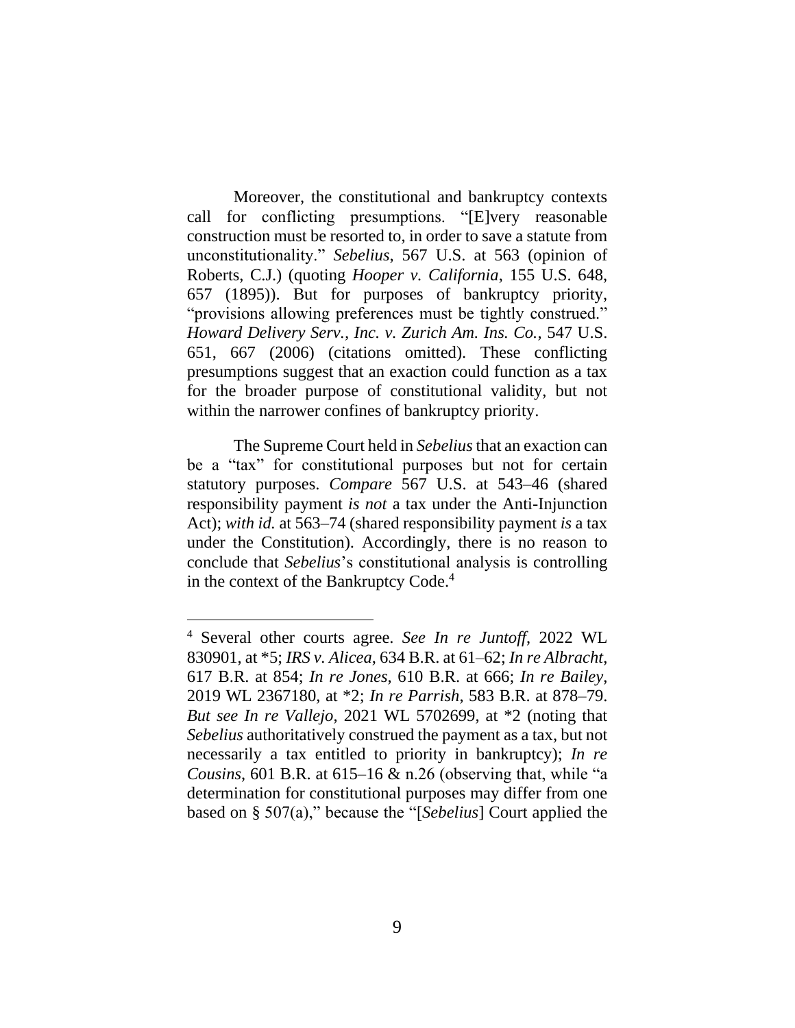Moreover, the constitutional and bankruptcy contexts call for conflicting presumptions. "[E]very reasonable construction must be resorted to, in order to save a statute from unconstitutionality." *Sebelius*, 567 U.S. at 563 (opinion of Roberts, C.J.) (quoting *Hooper v. California*, 155 U.S. 648, 657 (1895)). But for purposes of bankruptcy priority, "provisions allowing preferences must be tightly construed." *Howard Delivery Serv., Inc. v. Zurich Am. Ins. Co.*, 547 U.S. 651, 667 (2006) (citations omitted). These conflicting presumptions suggest that an exaction could function as a tax for the broader purpose of constitutional validity, but not within the narrower confines of bankruptcy priority.

The Supreme Court held in *Sebelius* that an exaction can be a "tax" for constitutional purposes but not for certain statutory purposes. *Compare* 567 U.S. at 543–46 (shared responsibility payment *is not* a tax under the Anti-Injunction Act); *with id.* at 563–74 (shared responsibility payment *is* a tax under the Constitution). Accordingly, there is no reason to conclude that *Sebelius*'s constitutional analysis is controlling in the context of the Bankruptcy Code.[4]

[4] Several other courts agree. *See In re Juntoff*, 2022 WL 830901, at *5; *IRS v. Alicea*, 634 B.R. at 61–62; *In re Albracht*, 617 B.R. at 854; *In re Jones*, 610 B.R. at 666; *In re Bailey*, 2019 WL 2367180, at *2; *In re Parrish*, 583 B.R. at 878–79. *But see In re Vallejo*, 2021 WL 5702699, at *2 (noting that *Sebelius* authoritatively construed the payment as a tax, but not necessarily a tax entitled to priority in bankruptcy); *In re Cousins*, 601 B.R. at 615–16 & n.26 (observing that, while "a determination for constitutional purposes may differ from one based on § 507(a)," because the "[*Sebelius*] Court applied the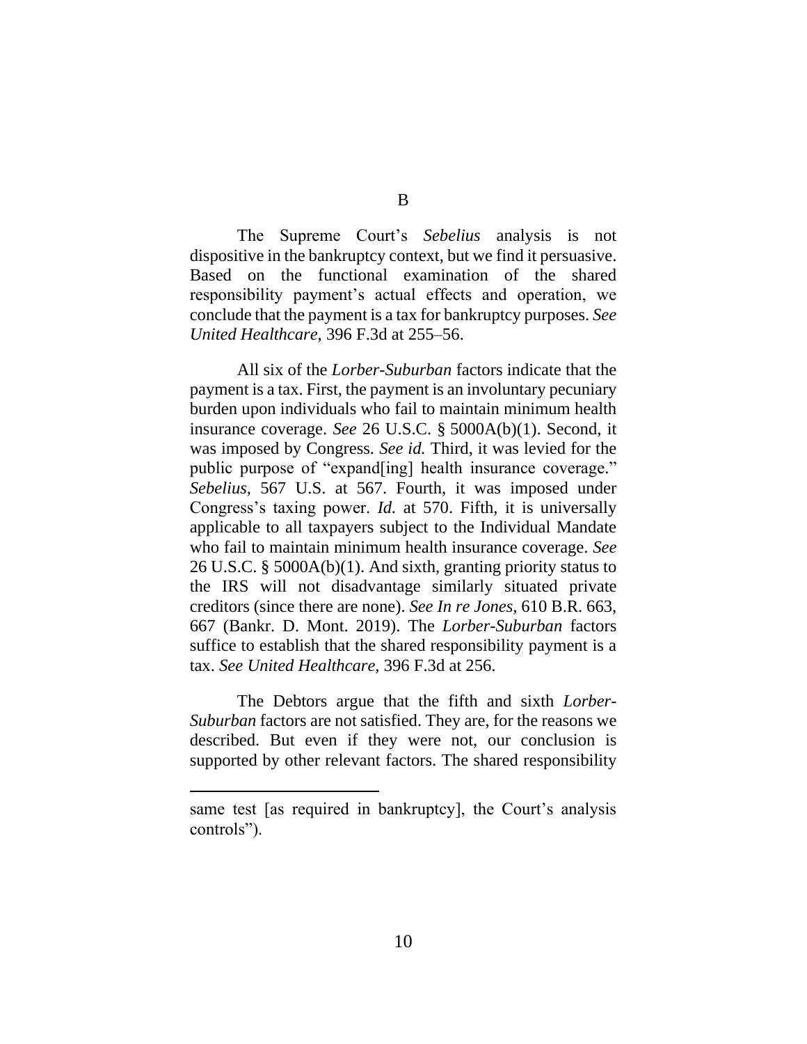## B

The Supreme Court's *Sebelius* analysis is not dispositive in the bankruptcy context, but we find it persuasive. Based on the functional examination of the shared responsibility payment's actual effects and operation, we conclude that the payment is a tax for bankruptcy purposes. *See United Healthcare*, 396 F.3d at 255–56.

All six of the *Lorber-Suburban* factors indicate that the payment is a tax. First, the payment is an involuntary pecuniary burden upon individuals who fail to maintain minimum health insurance coverage. *See* 26 U.S.C. § 5000A(b)(1). Second, it was imposed by Congress. *See id.* Third, it was levied for the public purpose of "expand[ing] health insurance coverage." *Sebelius*, 567 U.S. at 567. Fourth, it was imposed under Congress's taxing power. *Id.* at 570. Fifth, it is universally applicable to all taxpayers subject to the Individual Mandate who fail to maintain minimum health insurance coverage. *See* 26 U.S.C. § 5000A(b)(1). And sixth, granting priority status to the IRS will not disadvantage similarly situated private creditors (since there are none). *See In re Jones*, 610 B.R. 663, 667 (Bankr. D. Mont. 2019). The *Lorber-Suburban* factors suffice to establish that the shared responsibility payment is a tax. *See United Healthcare*, 396 F.3d at 256.

The Debtors argue that the fifth and sixth *Lorber-Suburban* factors are not satisfied. They are, for the reasons we described. But even if they were not, our conclusion is supported by other relevant factors. The shared responsibility

---

same test [as required in bankruptcy], the Court's analysis controls").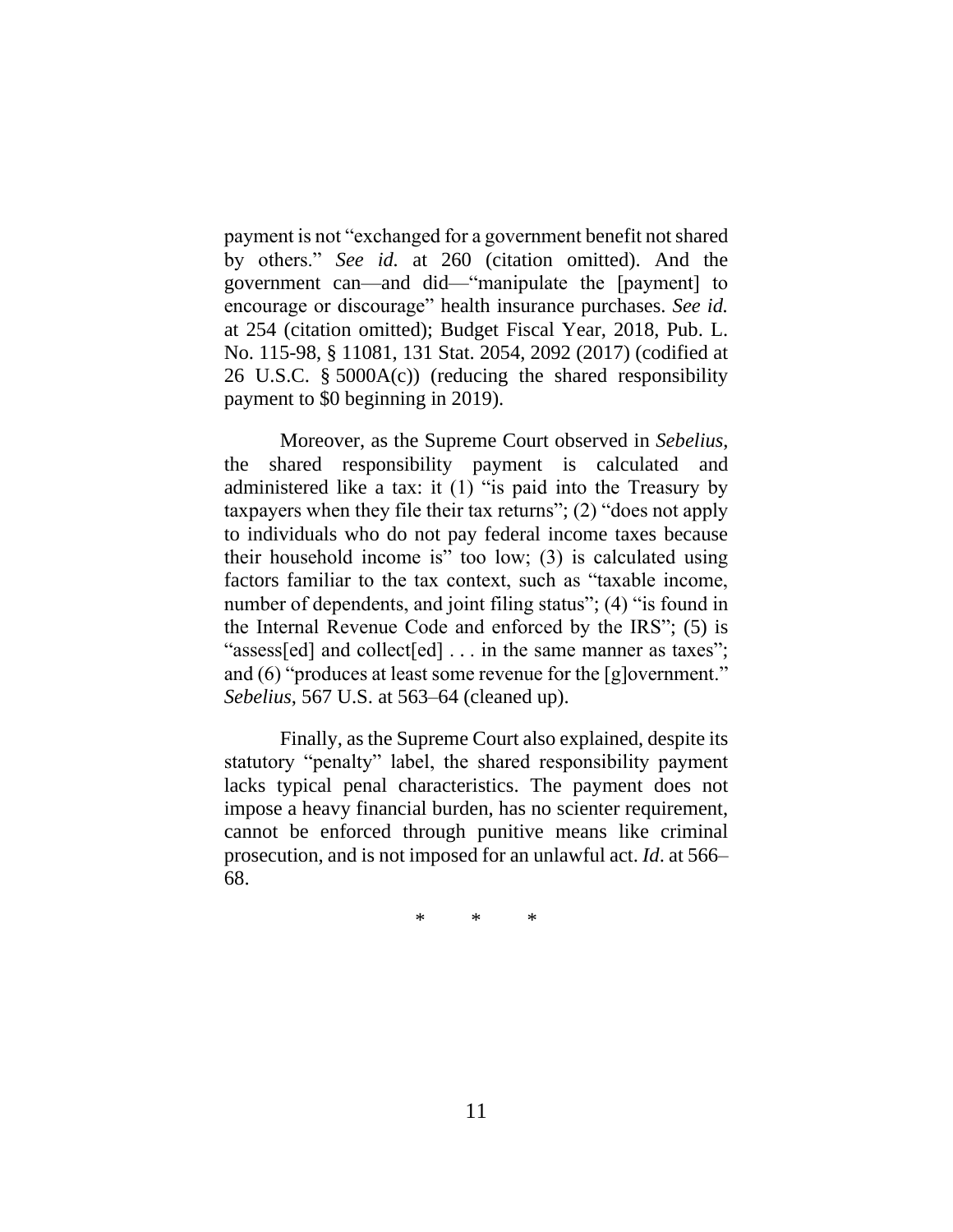payment is not "exchanged for a government benefit not shared by others." *See id.* at 260 (citation omitted). And the government can—and did—"manipulate the [payment] to encourage or discourage" health insurance purchases. *See id.* at 254 (citation omitted); Budget Fiscal Year, 2018, Pub. L. No. 115-98, § 11081, 131 Stat. 2054, 2092 (2017) (codified at 26 U.S.C. § 5000A(c)) (reducing the shared responsibility payment to $0 beginning in 2019).

Moreover, as the Supreme Court observed in *Sebelius*, the shared responsibility payment is calculated and administered like a tax: it (1) "is paid into the Treasury by taxpayers when they file their tax returns"; (2) "does not apply to individuals who do not pay federal income taxes because their household income is" too low; (3) is calculated using factors familiar to the tax context, such as "taxable income, number of dependents, and joint filing status"; (4) "is found in the Internal Revenue Code and enforced by the IRS"; (5) is "assess[ed] and collect[ed] . . . in the same manner as taxes"; and (6) "produces at least some revenue for the [g]overnment." *Sebelius*, 567 U.S. at 563–64 (cleaned up).

Finally, as the Supreme Court also explained, despite its statutory "penalty" label, the shared responsibility payment lacks typical penal characteristics. The payment does not impose a heavy financial burden, has no scienter requirement, cannot be enforced through punitive means like criminal prosecution, and is not imposed for an unlawful act. *Id*. at 566–68.

\* \* \*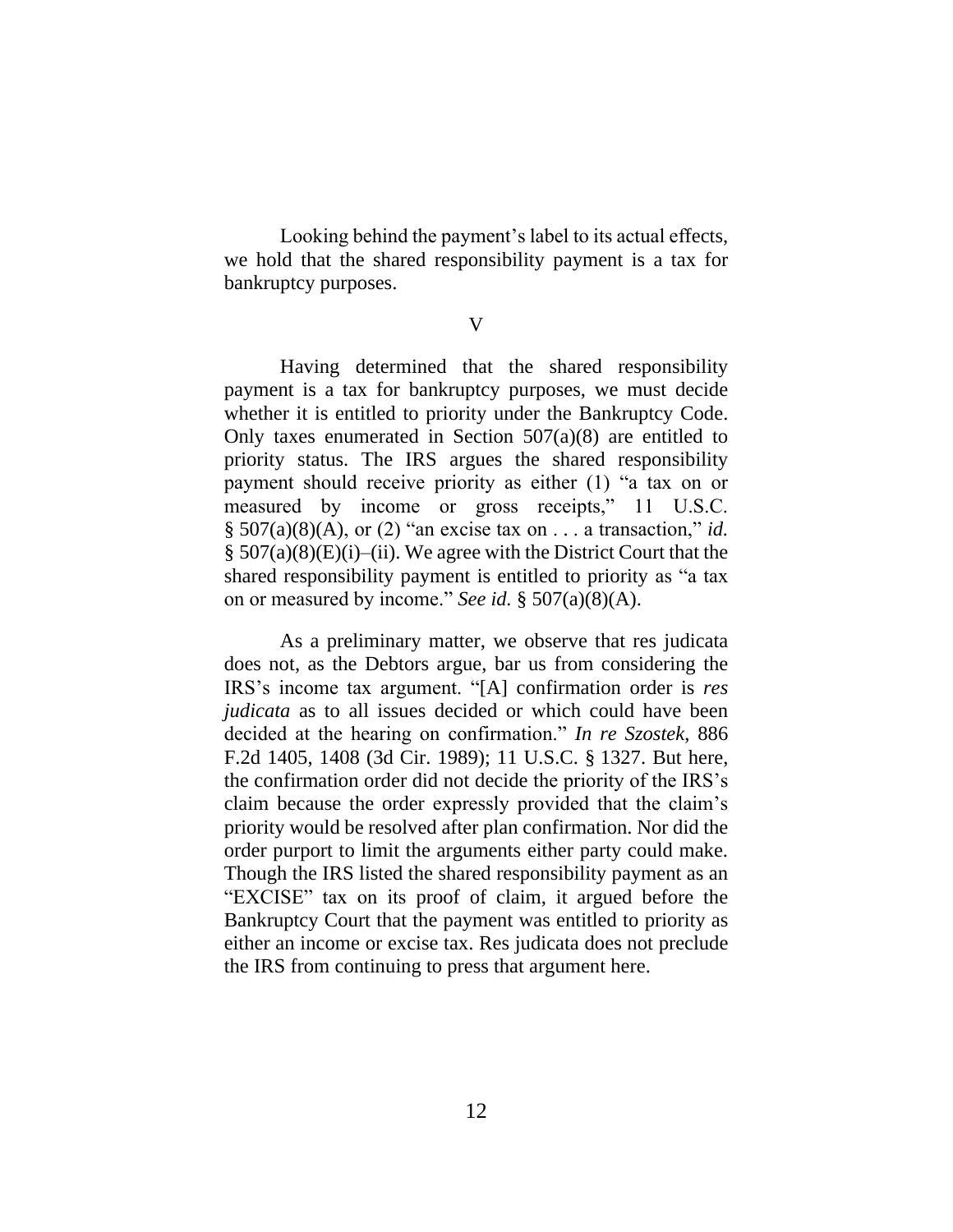Looking behind the payment's label to its actual effects, we hold that the shared responsibility payment is a tax for bankruptcy purposes.

## V

Having determined that the shared responsibility payment is a tax for bankruptcy purposes, we must decide whether it is entitled to priority under the Bankruptcy Code. Only taxes enumerated in Section 507(a)(8) are entitled to priority status. The IRS argues the shared responsibility payment should receive priority as either (1) "a tax on or measured by income or gross receipts," 11 U.S.C. § 507(a)(8)(A), or (2) "an excise tax on . . . a transaction," *id.* § 507(a)(8)(E)(i)–(ii). We agree with the District Court that the shared responsibility payment is entitled to priority as "a tax on or measured by income." *See id.* § 507(a)(8)(A).

As a preliminary matter, we observe that res judicata does not, as the Debtors argue, bar us from considering the IRS's income tax argument. "[A] confirmation order is *res judicata* as to all issues decided or which could have been decided at the hearing on confirmation." *In re Szostek*, 886 F.2d 1405, 1408 (3d Cir. 1989); 11 U.S.C. § 1327. But here, the confirmation order did not decide the priority of the IRS's claim because the order expressly provided that the claim's priority would be resolved after plan confirmation. Nor did the order purport to limit the arguments either party could make. Though the IRS listed the shared responsibility payment as an "EXCISE" tax on its proof of claim, it argued before the Bankruptcy Court that the payment was entitled to priority as either an income or excise tax. Res judicata does not preclude the IRS from continuing to press that argument here.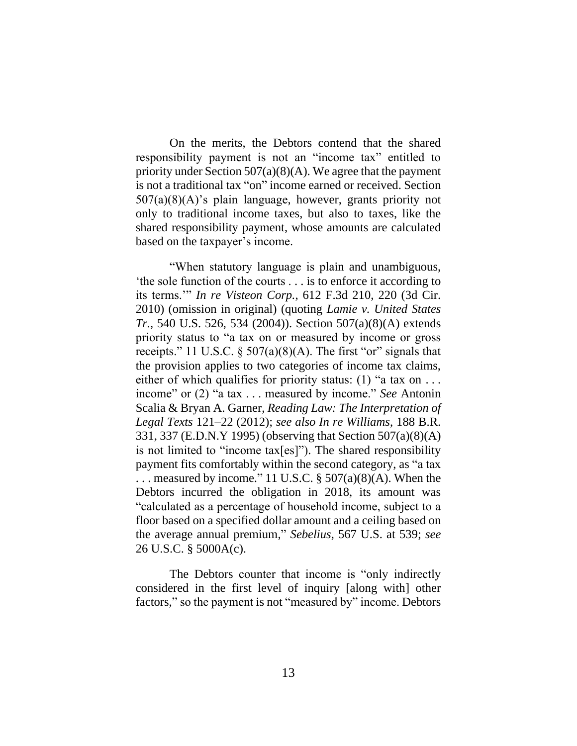On the merits, the Debtors contend that the shared responsibility payment is not an "income tax" entitled to priority under Section 507(a)(8)(A). We agree that the payment is not a traditional tax "on" income earned or received. Section 507(a)(8)(A)'s plain language, however, grants priority not only to traditional income taxes, but also to taxes, like the shared responsibility payment, whose amounts are calculated based on the taxpayer's income.

"When statutory language is plain and unambiguous, 'the sole function of the courts . . . is to enforce it according to its terms.'" *In re Visteon Corp.*, 612 F.3d 210, 220 (3d Cir. 2010) (omission in original) (quoting *Lamie v. United States Tr.*, 540 U.S. 526, 534 (2004)). Section 507(a)(8)(A) extends priority status to "a tax on or measured by income or gross receipts." 11 U.S.C. § 507(a)(8)(A). The first "or" signals that the provision applies to two categories of income tax claims, either of which qualifies for priority status: (1) "a tax on . . . income" or (2) "a tax . . . measured by income." *See* Antonin Scalia & Bryan A. Garner, *Reading Law: The Interpretation of Legal Texts* 121–22 (2012); *see also In re Williams*, 188 B.R. 331, 337 (E.D.N.Y 1995) (observing that Section 507(a)(8)(A) is not limited to "income tax[es]"). The shared responsibility payment fits comfortably within the second category, as "a tax . . . measured by income." 11 U.S.C. § 507(a)(8)(A). When the Debtors incurred the obligation in 2018, its amount was "calculated as a percentage of household income, subject to a floor based on a specified dollar amount and a ceiling based on the average annual premium," *Sebelius*, 567 U.S. at 539; *see* 26 U.S.C. § 5000A(c).

The Debtors counter that income is "only indirectly considered in the first level of inquiry [along with] other factors," so the payment is not "measured by" income. Debtors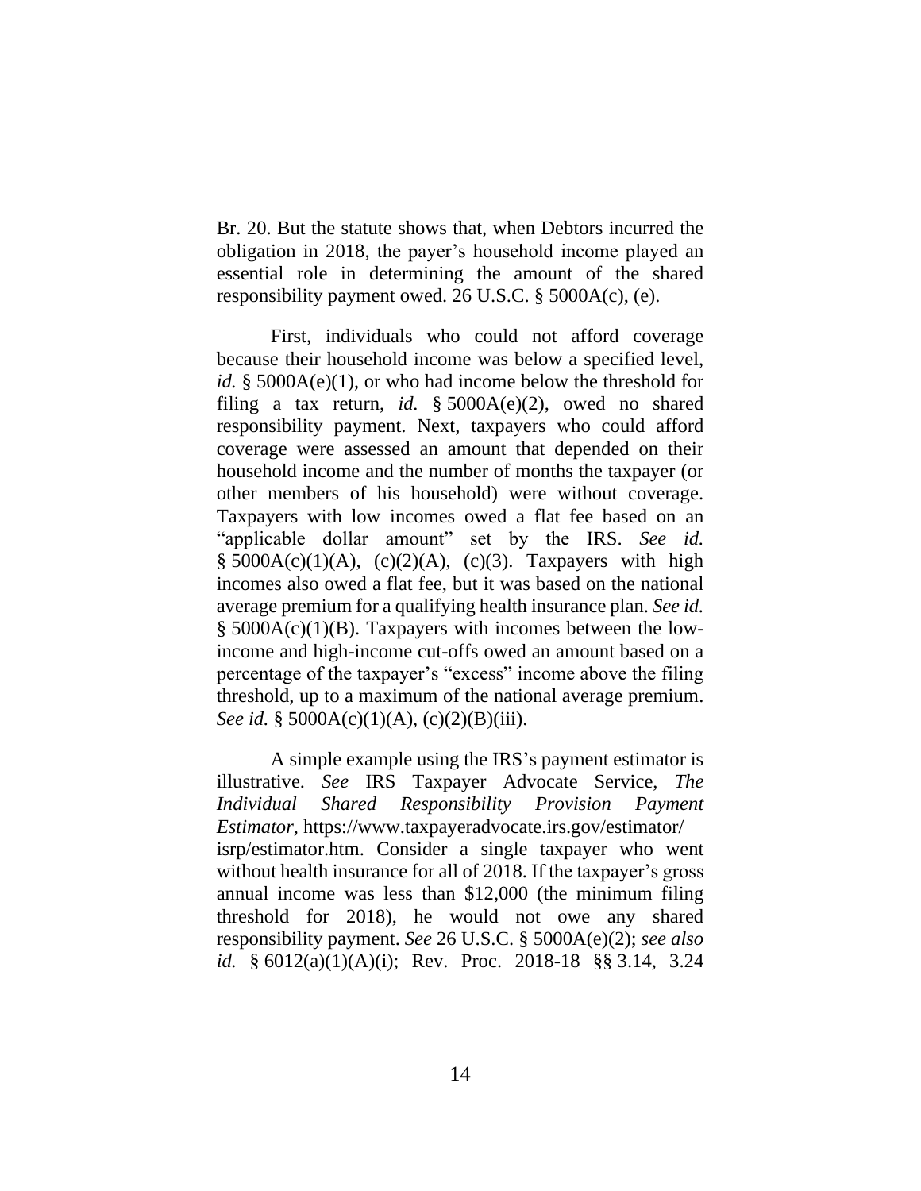Br. 20. But the statute shows that, when Debtors incurred the obligation in 2018, the payer's household income played an essential role in determining the amount of the shared responsibility payment owed. 26 U.S.C. § 5000A(c), (e).

First, individuals who could not afford coverage because their household income was below a specified level, *id.* § 5000A(e)(1), or who had income below the threshold for filing a tax return, *id.* § 5000A(e)(2), owed no shared responsibility payment. Next, taxpayers who could afford coverage were assessed an amount that depended on their household income and the number of months the taxpayer (or other members of his household) were without coverage. Taxpayers with low incomes owed a flat fee based on an "applicable dollar amount" set by the IRS. *See id.* § 5000A(c)(1)(A), (c)(2)(A), (c)(3). Taxpayers with high incomes also owed a flat fee, but it was based on the national average premium for a qualifying health insurance plan. *See id.* § 5000A(c)(1)(B). Taxpayers with incomes between the low-income and high-income cut-offs owed an amount based on a percentage of the taxpayer's "excess" income above the filing threshold, up to a maximum of the national average premium. *See id.* § 5000A(c)(1)(A), (c)(2)(B)(iii).

A simple example using the IRS's payment estimator is illustrative. *See* IRS Taxpayer Advocate Service, *The Individual Shared Responsibility Provision Payment Estimator*, https://www.taxpayeradvocate.irs.gov/estimator/isrp/estimator.htm. Consider a single taxpayer who went without health insurance for all of 2018. If the taxpayer's gross annual income was less than $12,000 (the minimum filing threshold for 2018), he would not owe any shared responsibility payment. *See* 26 U.S.C. § 5000A(e)(2); *see also id.* § 6012(a)(1)(A)(i); Rev. Proc. 2018-18 §§ 3.14, 3.24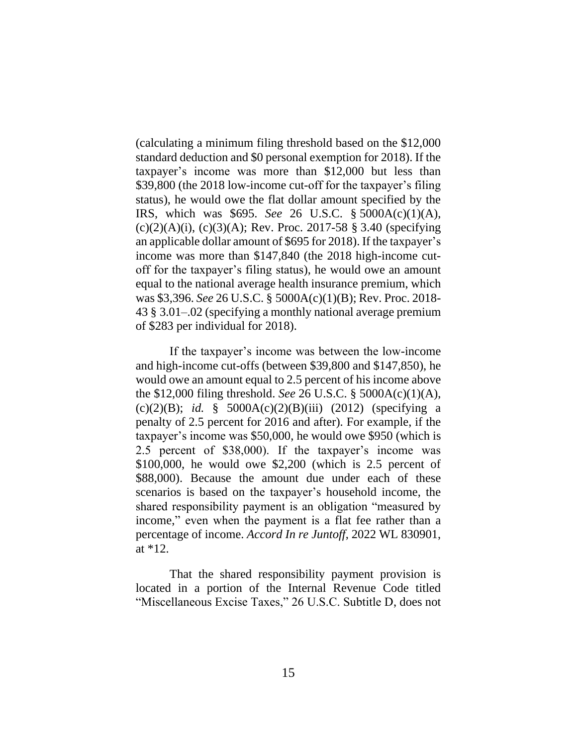(calculating a minimum filing threshold based on the $12,000 standard deduction and $0 personal exemption for 2018). If the taxpayer's income was more than $12,000 but less than $39,800 (the 2018 low-income cut-off for the taxpayer's filing status), he would owe the flat dollar amount specified by the IRS, which was $695. *See* 26 U.S.C. § 5000A(c)(1)(A), (c)(2)(A)(i), (c)(3)(A); Rev. Proc. 2017-58 § 3.40 (specifying an applicable dollar amount of $695 for 2018). If the taxpayer's income was more than $147,840 (the 2018 high-income cut-off for the taxpayer's filing status), he would owe an amount equal to the national average health insurance premium, which was $3,396. *See* 26 U.S.C. § 5000A(c)(1)(B); Rev. Proc. 2018-43 § 3.01–.02 (specifying a monthly national average premium of $283 per individual for 2018).

If the taxpayer's income was between the low-income and high-income cut-offs (between $39,800 and $147,850), he would owe an amount equal to 2.5 percent of his income above the $12,000 filing threshold. *See* 26 U.S.C. § 5000A(c)(1)(A), (c)(2)(B); *id.* § 5000A(c)(2)(B)(iii) (2012) (specifying a penalty of 2.5 percent for 2016 and after). For example, if the taxpayer's income was $50,000, he would owe $950 (which is 2.5 percent of $38,000). If the taxpayer's income was $100,000, he would owe $2,200 (which is 2.5 percent of $88,000). Because the amount due under each of these scenarios is based on the taxpayer's household income, the shared responsibility payment is an obligation "measured by income," even when the payment is a flat fee rather than a percentage of income. *Accord In re Juntoff*, 2022 WL 830901, at *12.

That the shared responsibility payment provision is located in a portion of the Internal Revenue Code titled "Miscellaneous Excise Taxes," 26 U.S.C. Subtitle D, does not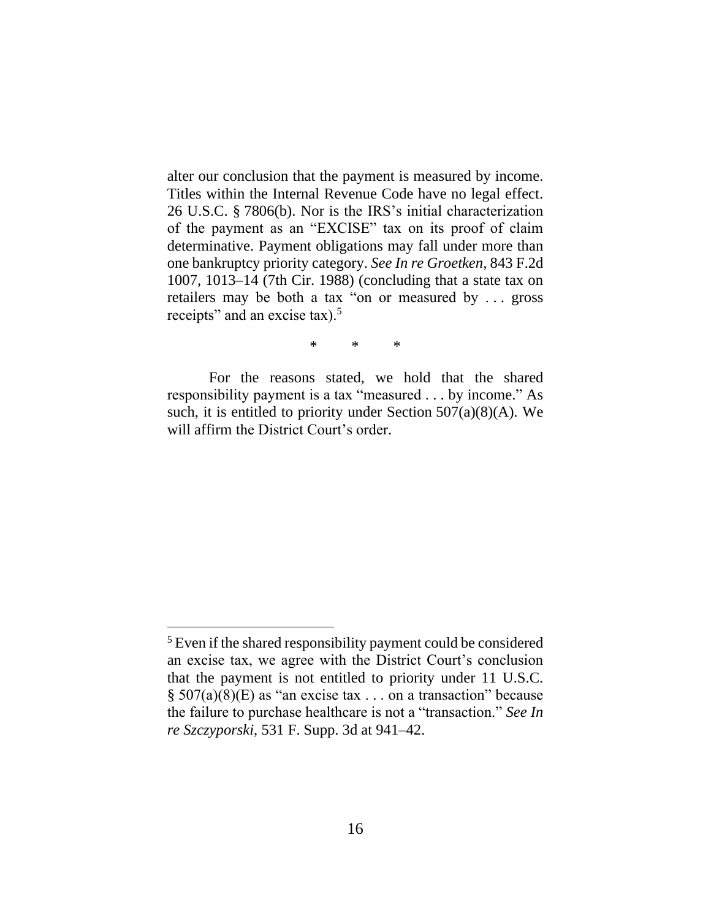alter our conclusion that the payment is measured by income. Titles within the Internal Revenue Code have no legal effect. 26 U.S.C. § 7806(b). Nor is the IRS's initial characterization of the payment as an "EXCISE" tax on its proof of claim determinative. Payment obligations may fall under more than one bankruptcy priority category. *See In re Groetken*, 843 F.2d 1007, 1013–14 (7th Cir. 1988) (concluding that a state tax on retailers may be both a tax "on or measured by . . . gross receipts" and an excise tax).[5]

\* \* \*

For the reasons stated, we hold that the shared responsibility payment is a tax "measured . . . by income." As such, it is entitled to priority under Section 507(a)(8)(A). We will affirm the District Court's order.

---

[5] Even if the shared responsibility payment could be considered an excise tax, we agree with the District Court's conclusion that the payment is not entitled to priority under 11 U.S.C. § 507(a)(8)(E) as "an excise tax . . . on a transaction" because the failure to purchase healthcare is not a "transaction." *See In re Szczyporski*, 531 F. Supp. 3d at 941–42.